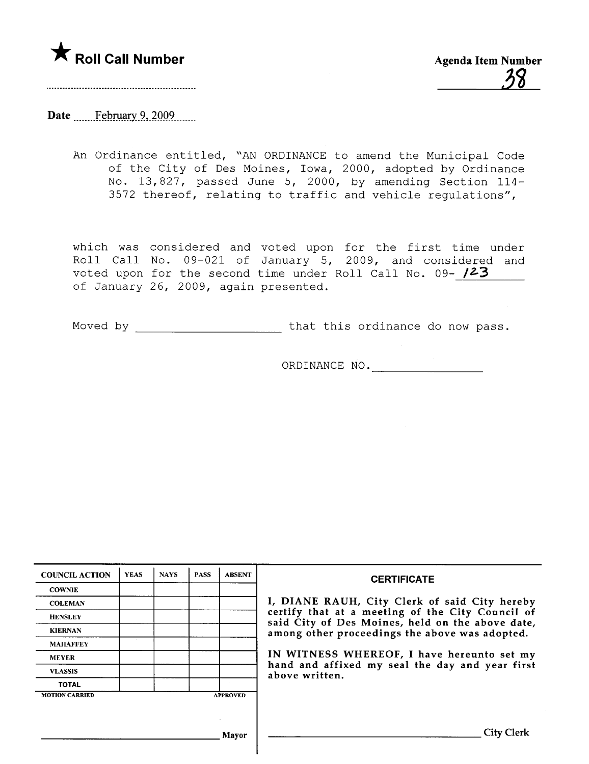★ **Roll Call Number**

**Agenda Item Number**

38

**Date** February 9, 2009

An Ordinance entitled, "AN ORDINANCE to amend the Municipal Code of the City of Des Moines, Iowa, 2000, adopted by Ordinance No. 13,827, passed June 5, 2000, by amending Section 114-3572 thereof, relating to traffic and vehicle regulations",

which was considered and voted upon for the first time under Roll Call No. 09-021 of January 5, 2009, and considered and voted upon for the second time under Roll Call No. 09-123 of January 26, 2009, again presented.

Moved by ____________________ that this ordinance do now pass.

ORDINANCE NO.________________

| COUNCIL ACTION | YEAS | NAYS | PASS | ABSENT |
|---|---|---|---|---|
| COWNIE | | | | |
| COLEMAN | | | | |
| HENSLEY | | | | |
| KIERNAN | | | | |
| MAHAFFEY | | | | |
| MEYER | | | | |
| VLASSIS | | | | |
| TOTAL | | | | |

MOTION CARRIED APPROVED

______________________________ Mayor

**CERTIFICATE**

I, DIANE RAUH, City Clerk of said City hereby certify that at a meeting of the City Council of said City of Des Moines, held on the above date, among other proceedings the above was adopted.

IN WITNESS WHEREOF, I have hereunto set my hand and affixed my seal the day and year first above written.

______________________________ City Clerk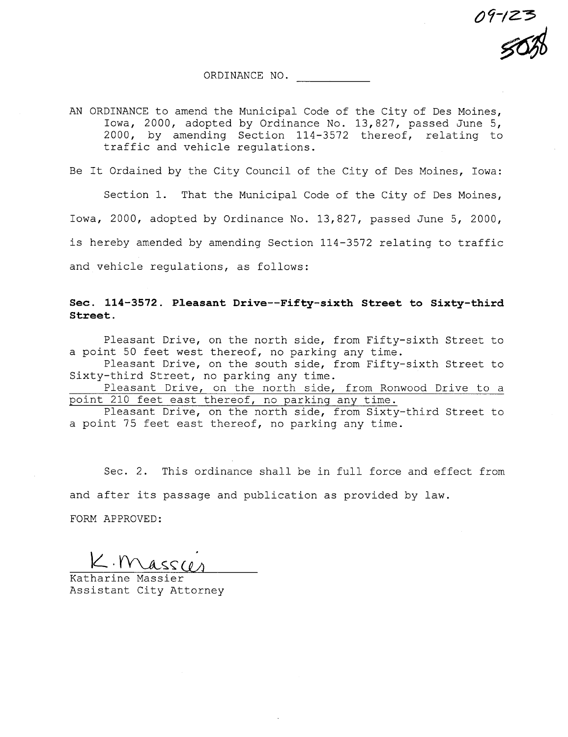09-123
5038

ORDINANCE NO. ___________

AN ORDINANCE to amend the Municipal Code of the City of Des Moines, Iowa, 2000, adopted by Ordinance No. 13,827, passed June 5, 2000, by amending Section 114-3572 thereof, relating to traffic and vehicle regulations.

Be It Ordained by the City Council of the City of Des Moines, Iowa:

Section 1. That the Municipal Code of the City of Des Moines, Iowa, 2000, adopted by Ordinance No. 13,827, passed June 5, 2000, is hereby amended by amending Section 114-3572 relating to traffic and vehicle regulations, as follows:

**Sec. 114-3572. Pleasant Drive--Fifty-sixth Street to Sixty-third Street.**

Pleasant Drive, on the north side, from Fifty-sixth Street to a point 50 feet west thereof, no parking any time.

Pleasant Drive, on the south side, from Fifty-sixth Street to Sixty-third Street, no parking any time.

<u>Pleasant Drive, on the north side, from Ronwood Drive to a point 210 feet east thereof, no parking any time.</u>

Pleasant Drive, on the north side, from Sixty-third Street to a point 75 feet east thereof, no parking any time.

Sec. 2. This ordinance shall be in full force and effect from and after its passage and publication as provided by law.

FORM APPROVED:

K. Massier

Katharine Massier
Assistant City Attorney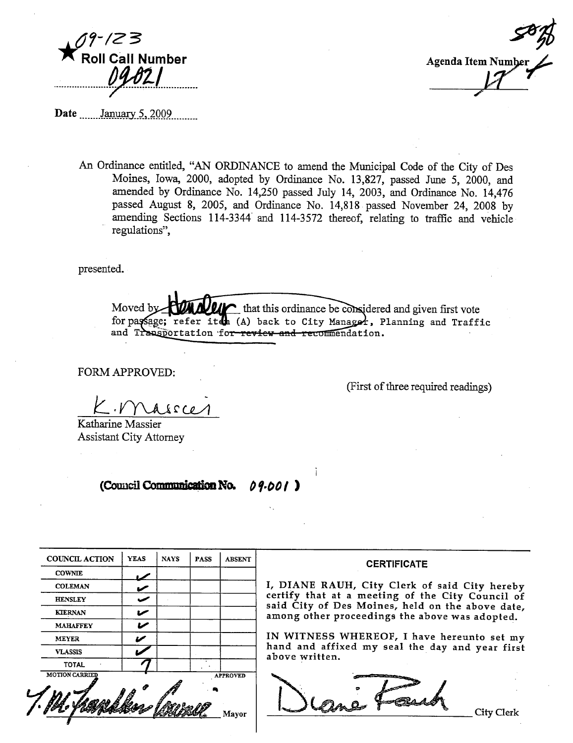★09-123
★ Roll Call Number
09021

Agenda Item Number
17

Date January 5, 2009

An Ordinance entitled, "AN ORDINANCE to amend the Municipal Code of the City of Des Moines, Iowa, 2000, adopted by Ordinance No. 13,827, passed June 5, 2000, and amended by Ordinance No. 14,250 passed July 14, 2003, and Ordinance No. 14,476 passed August 8, 2005, and Ordinance No. 14,818 passed November 24, 2008 by amending Sections 114-3344 and 114-3572 thereof, relating to traffic and vehicle regulations",

presented.

Moved by Hensley that this ordinance be considered and given first vote for passage; refer item (A) back to City Manager, Planning and Traffic and Transportation ~~for review and recommendation~~.

FORM APPROVED:

(First of three required readings)

K. Massier
Katharine Massier
Assistant City Attorney

**(Council Communication No. 09-001)**

| COUNCIL ACTION | YEAS | NAYS | PASS | ABSENT |
|---|---|---|---|---|
| COWNIE | ✓ | | | |
| COLEMAN | ✓ | | | |
| HENSLEY | ✓ | | | |
| KIERNAN | ✓ | | | |
| MAHAFFEY | ✓ | | | |
| MEYER | ✓ | | | |
| VLASSIS | ✓ | | | |
| TOTAL | 7 | | | |

MOTION CARRIED APPROVED

T. M. Franklin Cownie Mayor

**CERTIFICATE**

I, DIANE RAUH, City Clerk of said City hereby certify that at a meeting of the City Council of said City of Des Moines, held on the above date, among other proceedings the above was adopted.

IN WITNESS WHEREOF, I have hereunto set my hand and affixed my seal the day and year first above written.

Diane Rauh City Clerk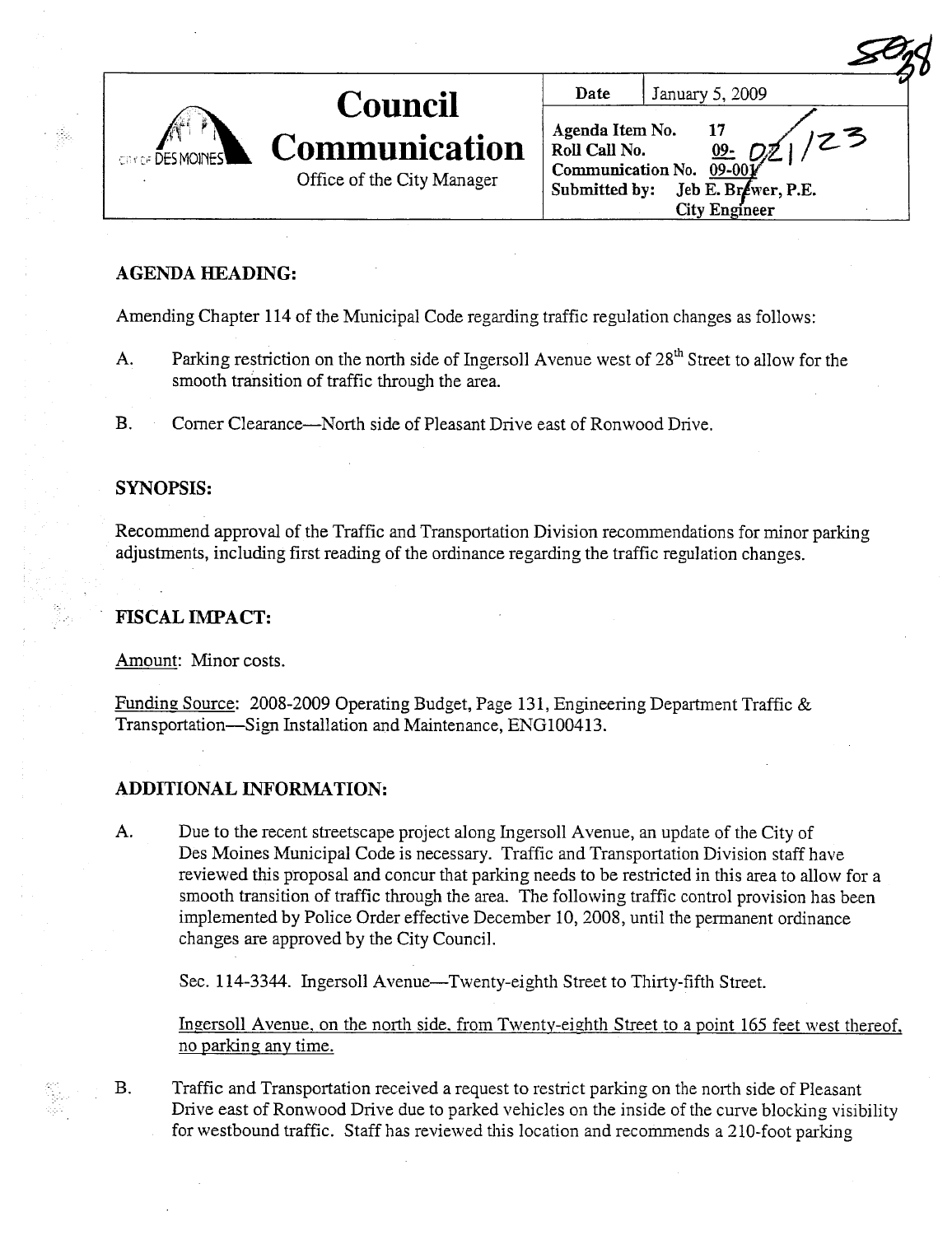# Council Communication

Office of the City Manager

| Date | January 5, 2009 |
|---|---|
| Agenda Item No. | 17 |
| Roll Call No. | 09- 021/23 |
| Communication No. | 09-001 |
| Submitted by: | Jeb E. Brewer, P.E. City Engineer |

## AGENDA HEADING:

Amending Chapter 114 of the Municipal Code regarding traffic regulation changes as follows:

A. Parking restriction on the north side of Ingersoll Avenue west of 28th Street to allow for the smooth transition of traffic through the area.

B. Corner Clearance—North side of Pleasant Drive east of Ronwood Drive.

## SYNOPSIS:

Recommend approval of the Traffic and Transportation Division recommendations for minor parking adjustments, including first reading of the ordinance regarding the traffic regulation changes.

## FISCAL IMPACT:

Amount: Minor costs.

Funding Source: 2008-2009 Operating Budget, Page 131, Engineering Department Traffic & Transportation—Sign Installation and Maintenance, ENG100413.

## ADDITIONAL INFORMATION:

A. Due to the recent streetscape project along Ingersoll Avenue, an update of the City of Des Moines Municipal Code is necessary. Traffic and Transportation Division staff have reviewed this proposal and concur that parking needs to be restricted in this area to allow for a smooth transition of traffic through the area. The following traffic control provision has been implemented by Police Order effective December 10, 2008, until the permanent ordinance changes are approved by the City Council.

Sec. 114-3344. Ingersoll Avenue—Twenty-eighth Street to Thirty-fifth Street.

Ingersoll Avenue, on the north side, from Twenty-eighth Street to a point 165 feet west thereof, no parking any time.

B. Traffic and Transportation received a request to restrict parking on the north side of Pleasant Drive east of Ronwood Drive due to parked vehicles on the inside of the curve blocking visibility for westbound traffic. Staff has reviewed this location and recommends a 210-foot parking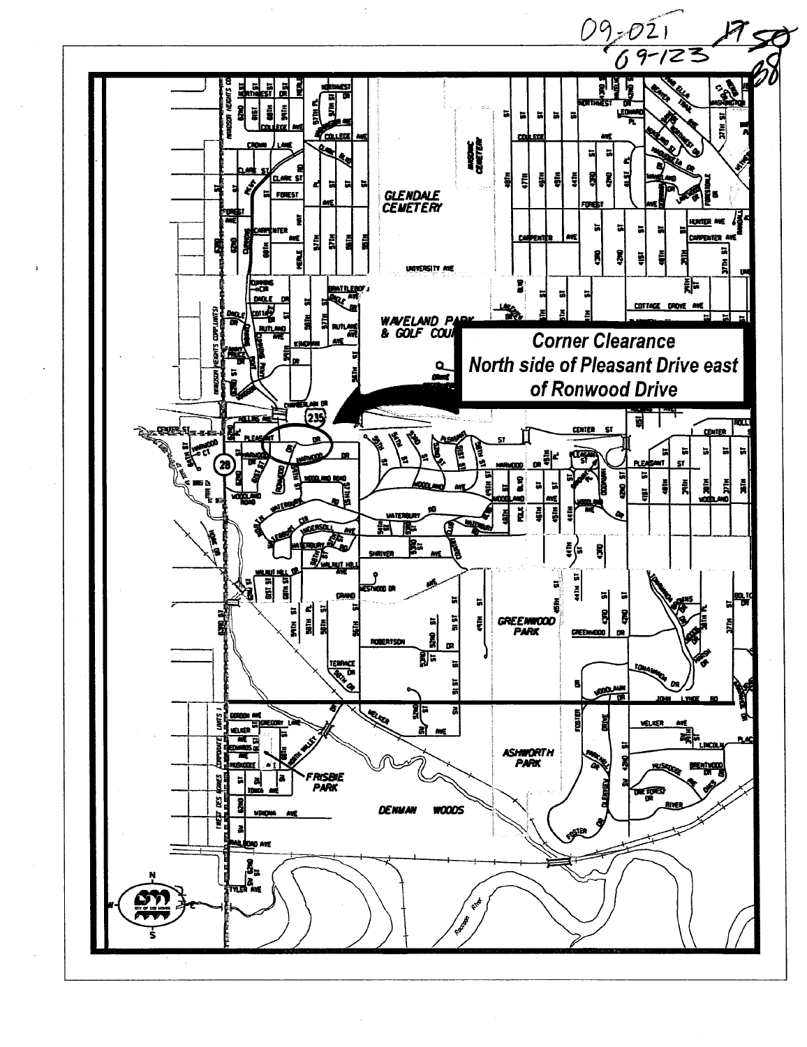09-021
09-123

**Corner Clearance**
**North side of Pleasant Drive east of Ronwood Drive**

GLENDALE CEMETERY

WAVELAND PARK & GOLF COURSE

GREENWOOD PARK

ASHWORTH PARK

FRISBIE PARK

DENMAN WOODS